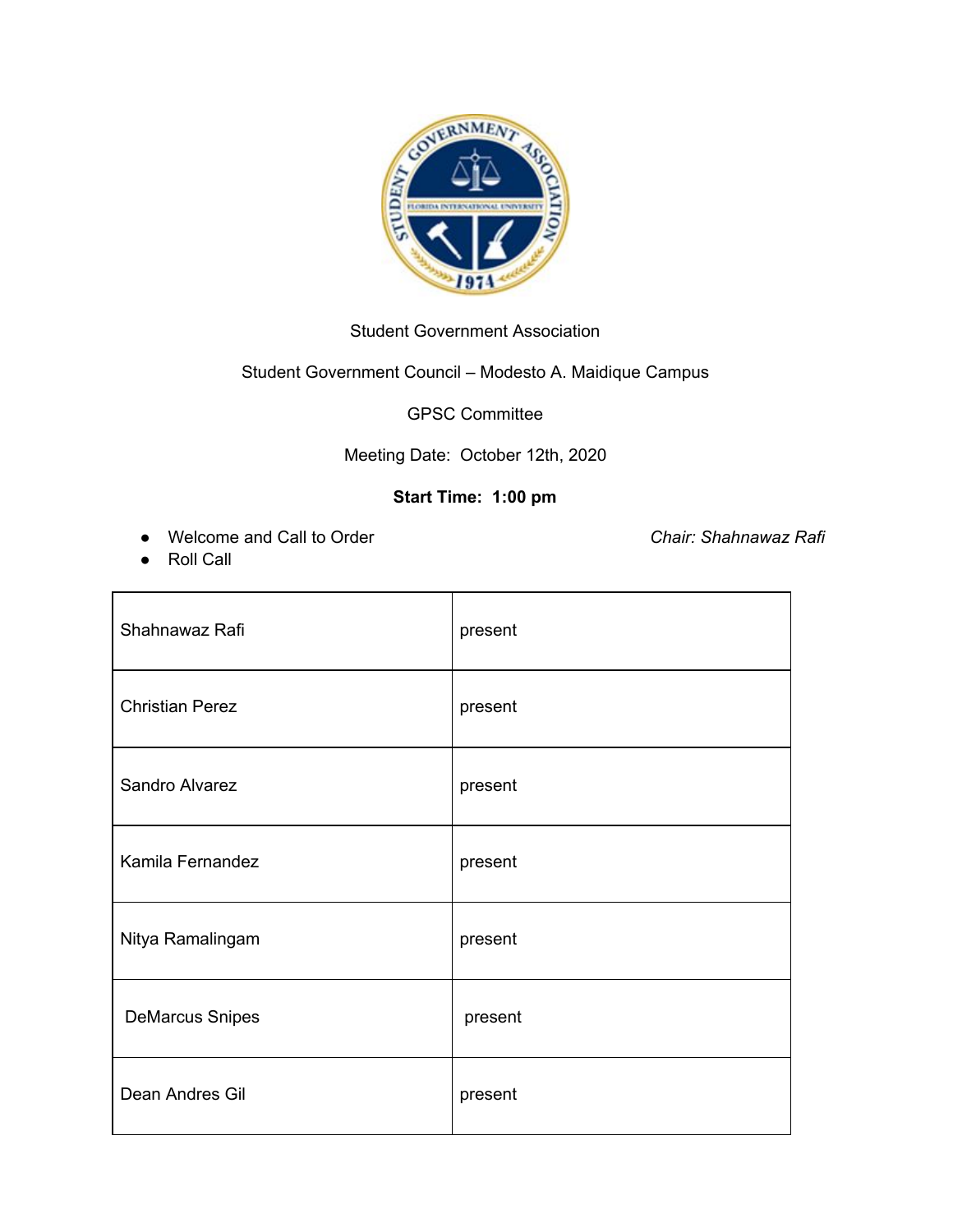Student Government Association

Student Government Council – Modesto A. Maidique Campus

GPSC Committee

Meeting Date: October 12th, 2020

**Start Time: 1:00 pm**

- Welcome and Call to Order — *Chair: Shahnawaz Rafi*
- Roll Call

| | |
|---|---|
| Shahnawaz Rafi | present |
| Christian Perez | present |
| Sandro Alvarez | present |
| Kamila Fernandez | present |
| Nitya Ramalingam | present |
| DeMarcus Snipes | present |
| Dean Andres Gil | present |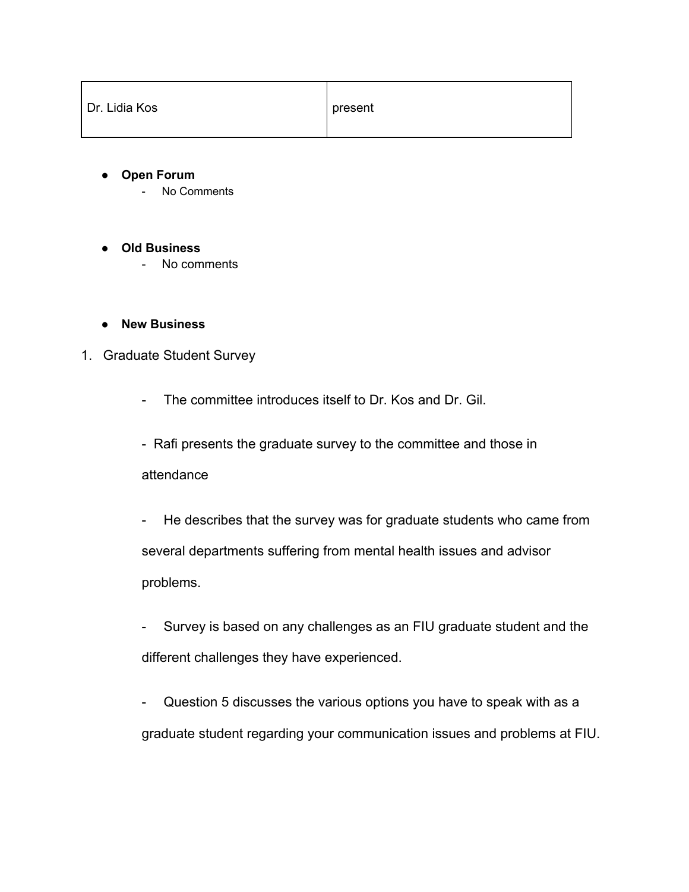| Dr. Lidia Kos | present |
|---|---|

- **Open Forum**
  - No Comments

- **Old Business**
  - No comments

- **New Business**

1. Graduate Student Survey

   - The committee introduces itself to Dr. Kos and Dr. Gil.
   - Rafi presents the graduate survey to the committee and those in attendance
   - He describes that the survey was for graduate students who came from several departments suffering from mental health issues and advisor problems.
   - Survey is based on any challenges as an FIU graduate student and the different challenges they have experienced.
   - Question 5 discusses the various options you have to speak with as a graduate student regarding your communication issues and problems at FIU.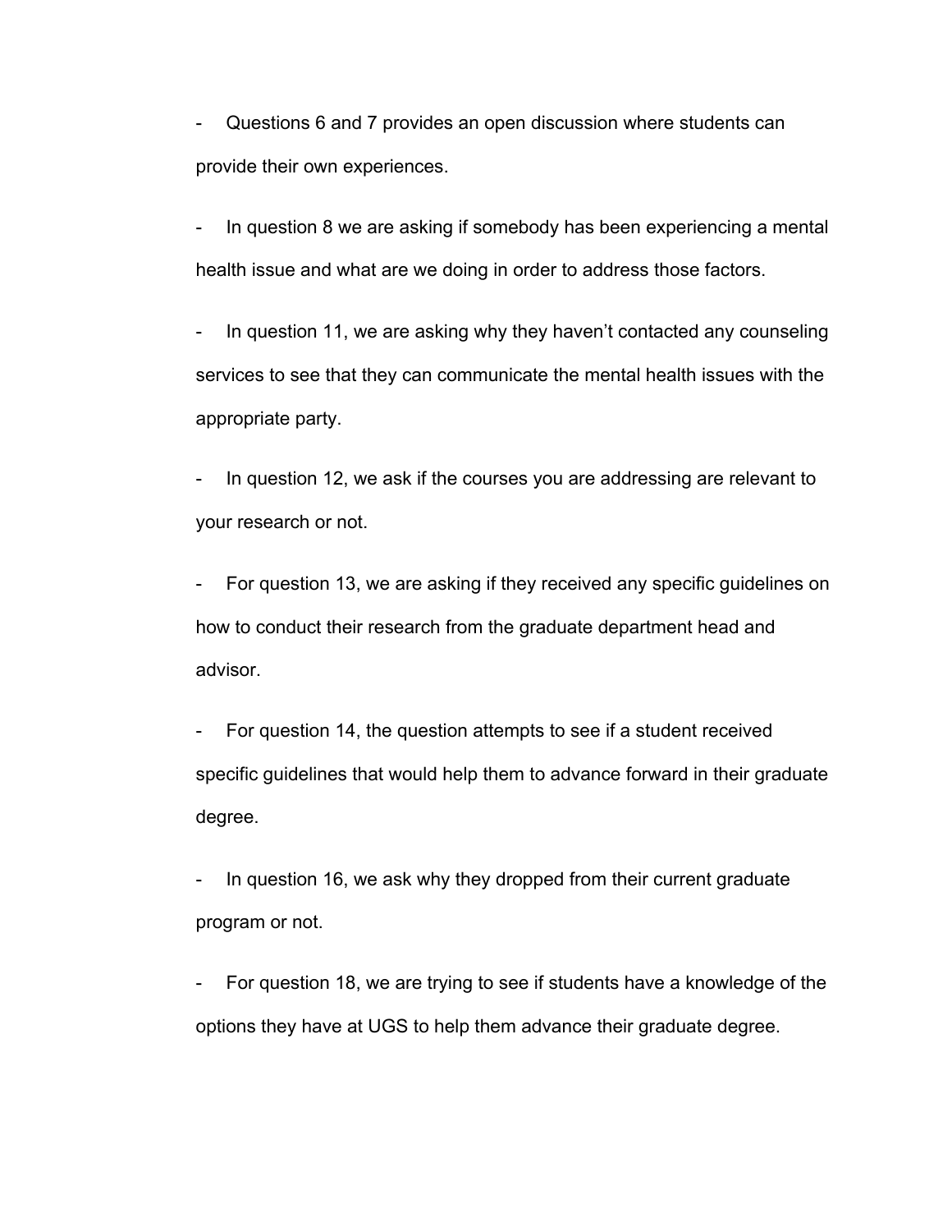- Questions 6 and 7 provides an open discussion where students can provide their own experiences.

- In question 8 we are asking if somebody has been experiencing a mental health issue and what are we doing in order to address those factors.

- In question 11, we are asking why they haven't contacted any counseling services to see that they can communicate the mental health issues with the appropriate party.

- In question 12, we ask if the courses you are addressing are relevant to your research or not.

- For question 13, we are asking if they received any specific guidelines on how to conduct their research from the graduate department head and advisor.

- For question 14, the question attempts to see if a student received specific guidelines that would help them to advance forward in their graduate degree.

- In question 16, we ask why they dropped from their current graduate program or not.

- For question 18, we are trying to see if students have a knowledge of the options they have at UGS to help them advance their graduate degree.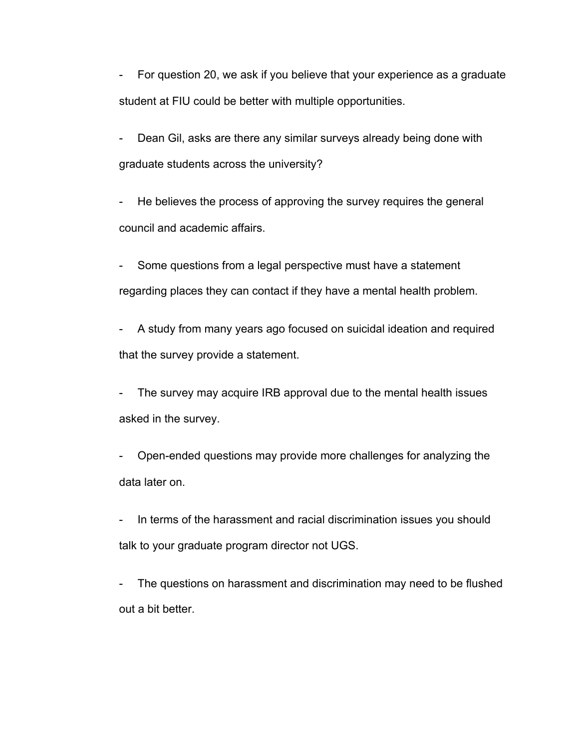- For question 20, we ask if you believe that your experience as a graduate student at FIU could be better with multiple opportunities.
- Dean Gil, asks are there any similar surveys already being done with graduate students across the university?
- He believes the process of approving the survey requires the general council and academic affairs.
- Some questions from a legal perspective must have a statement regarding places they can contact if they have a mental health problem.
- A study from many years ago focused on suicidal ideation and required that the survey provide a statement.
- The survey may acquire IRB approval due to the mental health issues asked in the survey.
- Open-ended questions may provide more challenges for analyzing the data later on.
- In terms of the harassment and racial discrimination issues you should talk to your graduate program director not UGS.
- The questions on harassment and discrimination may need to be flushed out a bit better.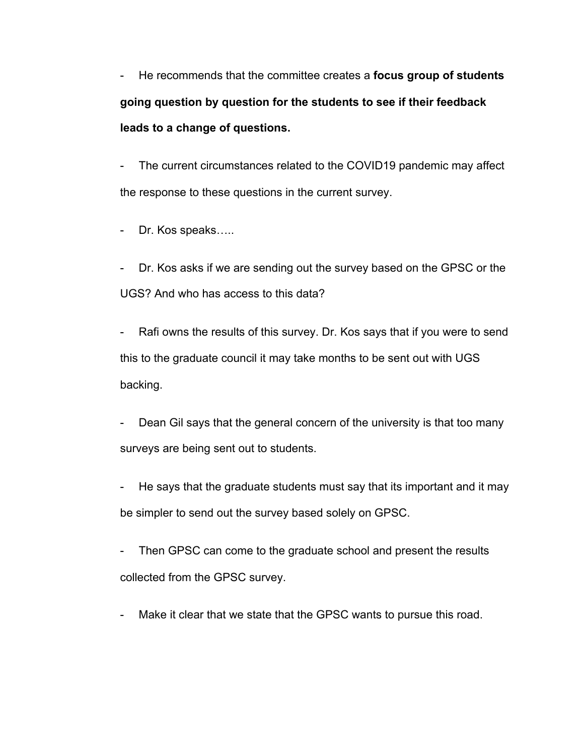- He recommends that the committee creates a **focus group of students going question by question for the students to see if their feedback leads to a change of questions.**

- The current circumstances related to the COVID19 pandemic may affect the response to these questions in the current survey.

- Dr. Kos speaks…..

- Dr. Kos asks if we are sending out the survey based on the GPSC or the UGS? And who has access to this data?

- Rafi owns the results of this survey. Dr. Kos says that if you were to send this to the graduate council it may take months to be sent out with UGS backing.

- Dean Gil says that the general concern of the university is that too many surveys are being sent out to students.

- He says that the graduate students must say that its important and it may be simpler to send out the survey based solely on GPSC.

- Then GPSC can come to the graduate school and present the results collected from the GPSC survey.

- Make it clear that we state that the GPSC wants to pursue this road.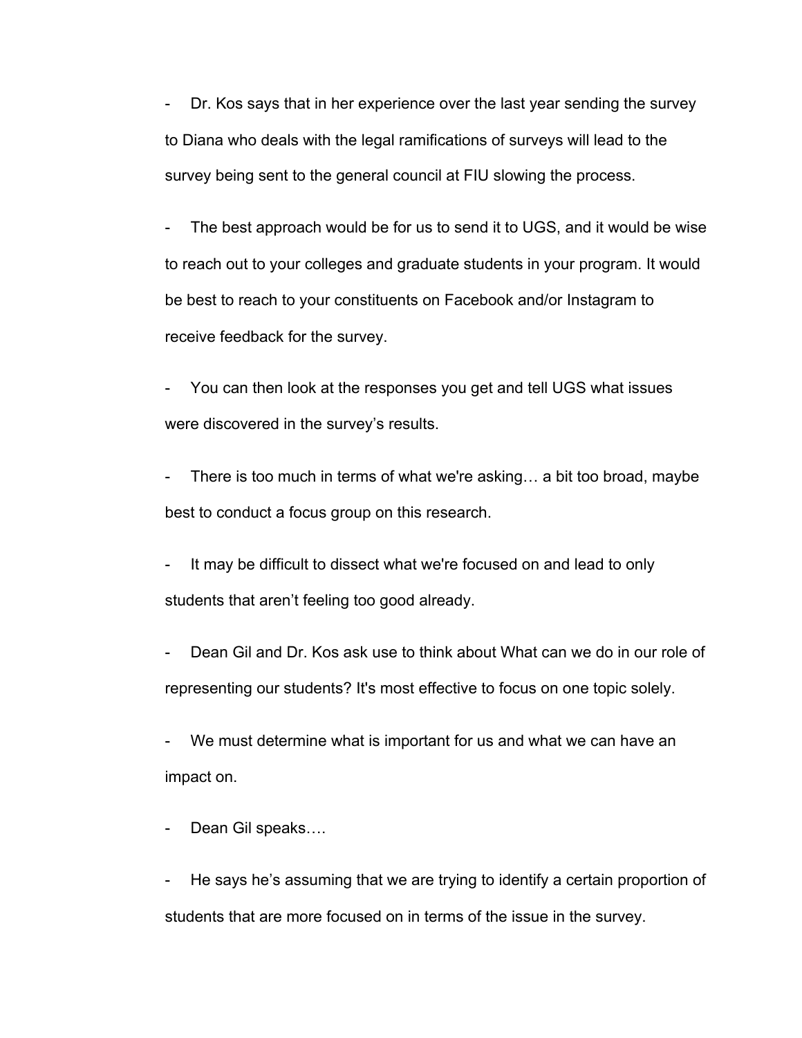- Dr. Kos says that in her experience over the last year sending the survey to Diana who deals with the legal ramifications of surveys will lead to the survey being sent to the general council at FIU slowing the process.

- The best approach would be for us to send it to UGS, and it would be wise to reach out to your colleges and graduate students in your program. It would be best to reach to your constituents on Facebook and/or Instagram to receive feedback for the survey.

- You can then look at the responses you get and tell UGS what issues were discovered in the survey's results.

- There is too much in terms of what we're asking… a bit too broad, maybe best to conduct a focus group on this research.

- It may be difficult to dissect what we're focused on and lead to only students that aren't feeling too good already.

- Dean Gil and Dr. Kos ask use to think about What can we do in our role of representing our students? It's most effective to focus on one topic solely.

- We must determine what is important for us and what we can have an impact on.

- Dean Gil speaks….

- He says he's assuming that we are trying to identify a certain proportion of students that are more focused on in terms of the issue in the survey.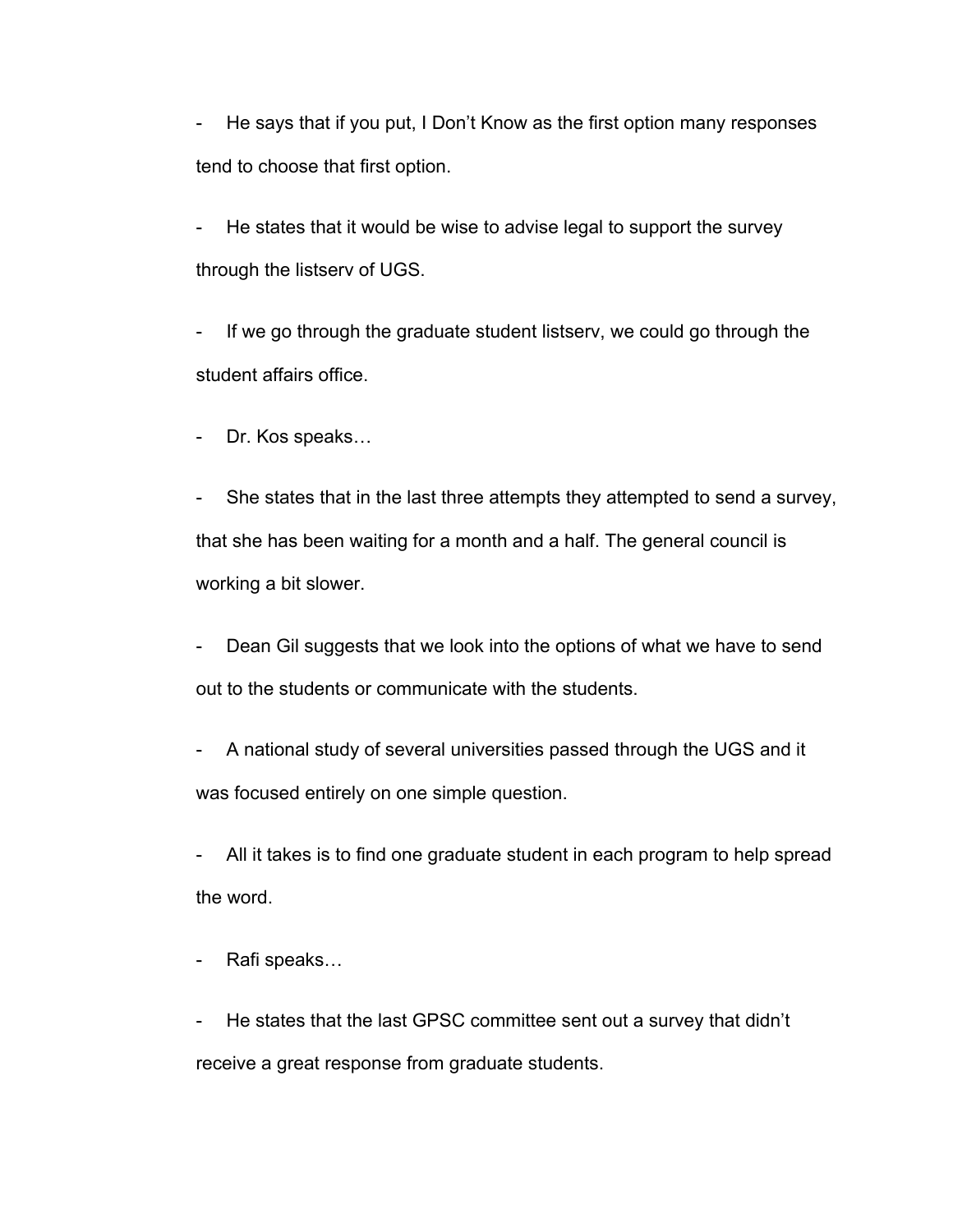- He says that if you put, I Don't Know as the first option many responses tend to choose that first option.

- He states that it would be wise to advise legal to support the survey through the listserv of UGS.

- If we go through the graduate student listserv, we could go through the student affairs office.

- Dr. Kos speaks…

- She states that in the last three attempts they attempted to send a survey, that she has been waiting for a month and a half. The general council is working a bit slower.

- Dean Gil suggests that we look into the options of what we have to send out to the students or communicate with the students.

- A national study of several universities passed through the UGS and it was focused entirely on one simple question.

- All it takes is to find one graduate student in each program to help spread the word.

- Rafi speaks…

- He states that the last GPSC committee sent out a survey that didn't receive a great response from graduate students.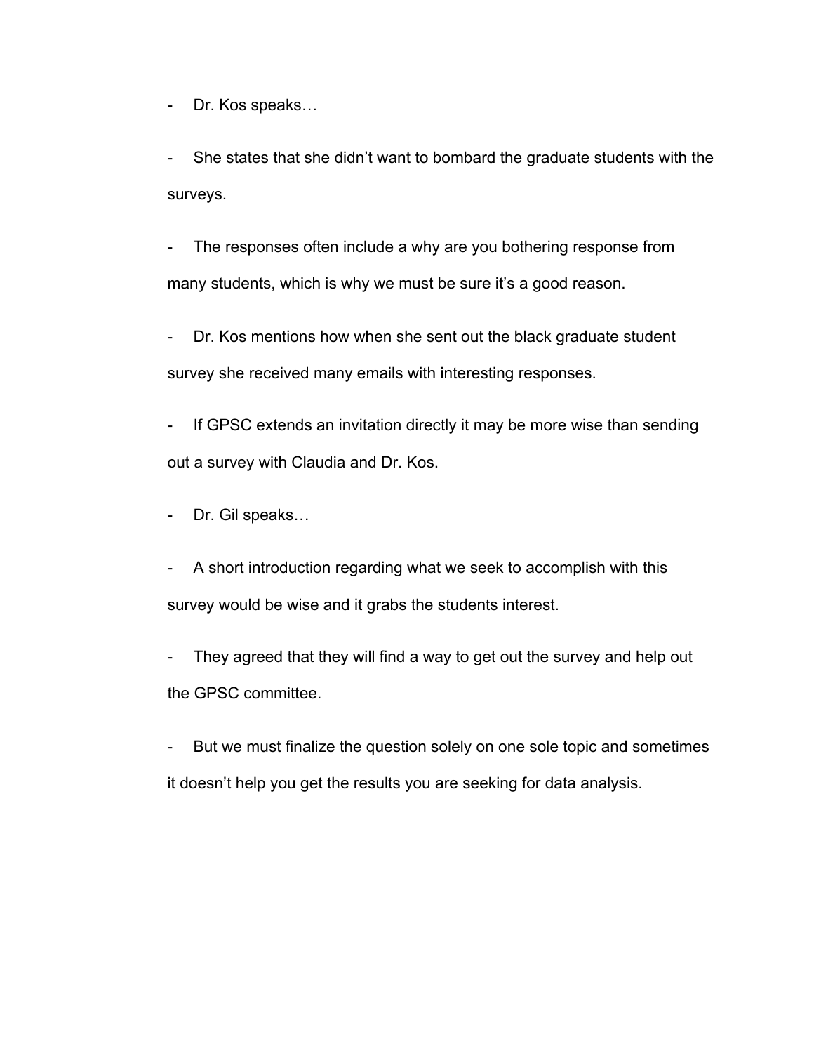- Dr. Kos speaks…
- She states that she didn't want to bombard the graduate students with the surveys.
- The responses often include a why are you bothering response from many students, which is why we must be sure it's a good reason.
- Dr. Kos mentions how when she sent out the black graduate student survey she received many emails with interesting responses.
- If GPSC extends an invitation directly it may be more wise than sending out a survey with Claudia and Dr. Kos.
- Dr. Gil speaks…
- A short introduction regarding what we seek to accomplish with this survey would be wise and it grabs the students interest.
- They agreed that they will find a way to get out the survey and help out the GPSC committee.
- But we must finalize the question solely on one sole topic and sometimes it doesn't help you get the results you are seeking for data analysis.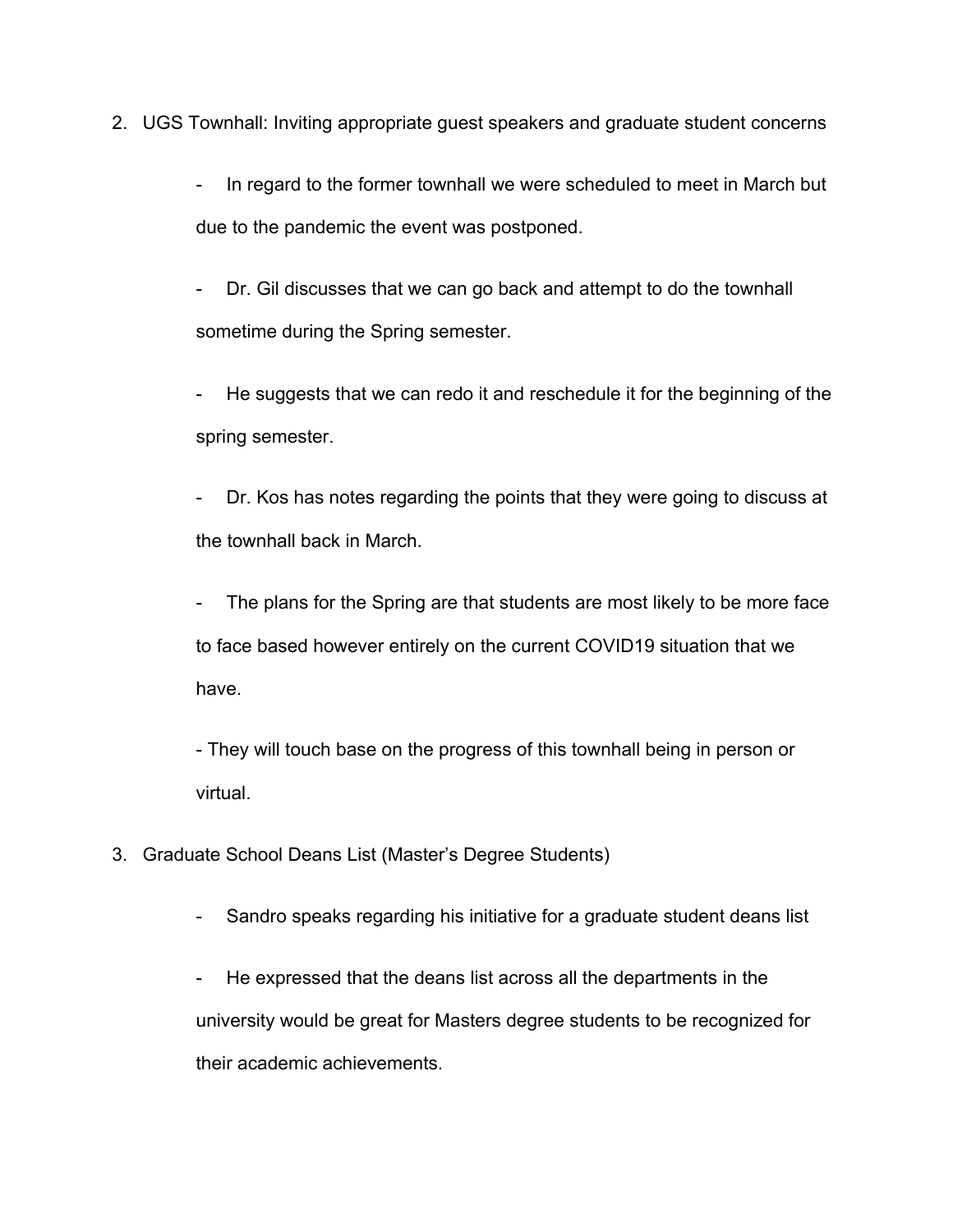2. UGS Townhall: Inviting appropriate guest speakers and graduate student concerns

    - In regard to the former townhall we were scheduled to meet in March but due to the pandemic the event was postponed.
    - Dr. Gil discusses that we can go back and attempt to do the townhall sometime during the Spring semester.
    - He suggests that we can redo it and reschedule it for the beginning of the spring semester.
    - Dr. Kos has notes regarding the points that they were going to discuss at the townhall back in March.
    - The plans for the Spring are that students are most likely to be more face to face based however entirely on the current COVID19 situation that we have.
    - They will touch base on the progress of this townhall being in person or virtual.

3. Graduate School Deans List (Master's Degree Students)

    - Sandro speaks regarding his initiative for a graduate student deans list
    - He expressed that the deans list across all the departments in the university would be great for Masters degree students to be recognized for their academic achievements.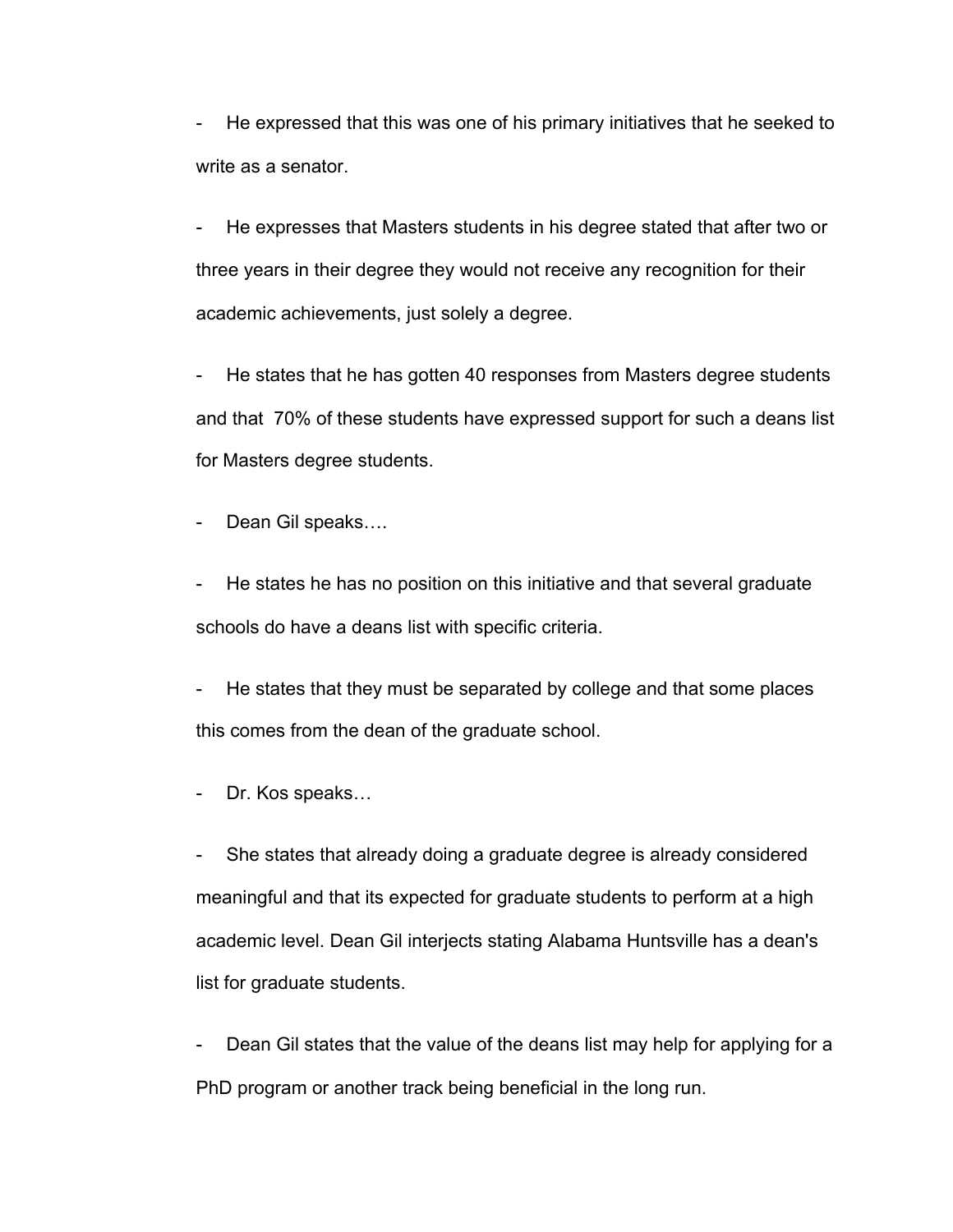- He expressed that this was one of his primary initiatives that he seeked to write as a senator.

- He expresses that Masters students in his degree stated that after two or three years in their degree they would not receive any recognition for their academic achievements, just solely a degree.

- He states that he has gotten 40 responses from Masters degree students and that 70% of these students have expressed support for such a deans list for Masters degree students.

- Dean Gil speaks….

- He states he has no position on this initiative and that several graduate schools do have a deans list with specific criteria.

- He states that they must be separated by college and that some places this comes from the dean of the graduate school.

- Dr. Kos speaks…

- She states that already doing a graduate degree is already considered meaningful and that its expected for graduate students to perform at a high academic level. Dean Gil interjects stating Alabama Huntsville has a dean's list for graduate students.

- Dean Gil states that the value of the deans list may help for applying for a PhD program or another track being beneficial in the long run.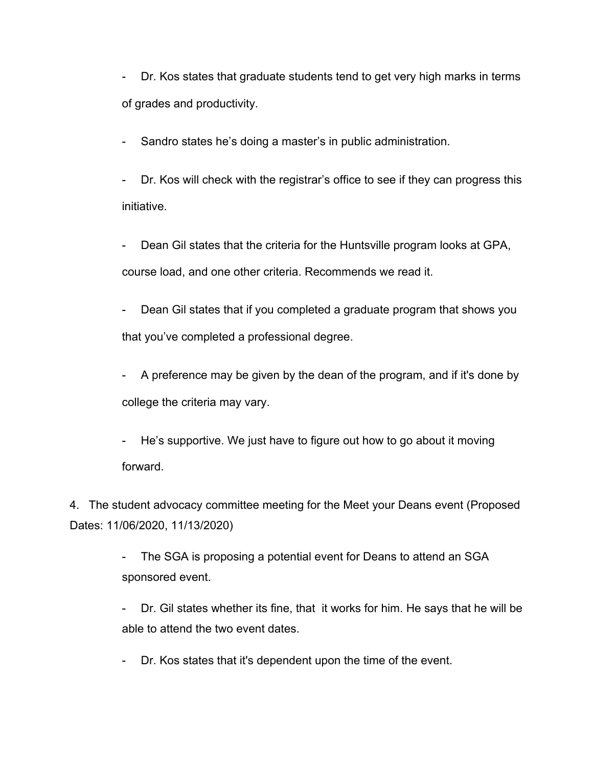- Dr. Kos states that graduate students tend to get very high marks in terms of grades and productivity.

- Sandro states he's doing a master's in public administration.

- Dr. Kos will check with the registrar's office to see if they can progress this initiative.

- Dean Gil states that the criteria for the Huntsville program looks at GPA, course load, and one other criteria. Recommends we read it.

- Dean Gil states that if you completed a graduate program that shows you that you've completed a professional degree.

- A preference may be given by the dean of the program, and if it's done by college the criteria may vary.

- He's supportive. We just have to figure out how to go about it moving forward.

4. The student advocacy committee meeting for the Meet your Deans event (Proposed Dates: 11/06/2020, 11/13/2020)

   - The SGA is proposing a potential event for Deans to attend an SGA sponsored event.

   - Dr. Gil states whether its fine, that it works for him. He says that he will be able to attend the two event dates.

   - Dr. Kos states that it's dependent upon the time of the event.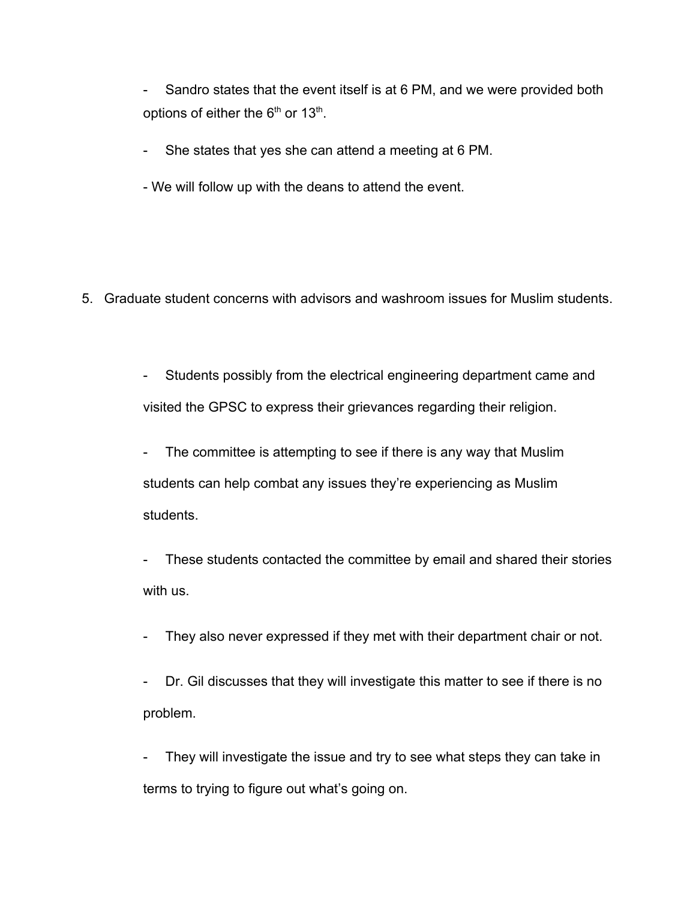- Sandro states that the event itself is at 6 PM, and we were provided both options of either the 6th or 13th.

- She states that yes she can attend a meeting at 6 PM.

- We will follow up with the deans to attend the event.

5. Graduate student concerns with advisors and washroom issues for Muslim students.

   - Students possibly from the electrical engineering department came and visited the GPSC to express their grievances regarding their religion.

   - The committee is attempting to see if there is any way that Muslim students can help combat any issues they're experiencing as Muslim students.

   - These students contacted the committee by email and shared their stories with us.

   - They also never expressed if they met with their department chair or not.

   - Dr. Gil discusses that they will investigate this matter to see if there is no problem.

   - They will investigate the issue and try to see what steps they can take in terms to trying to figure out what's going on.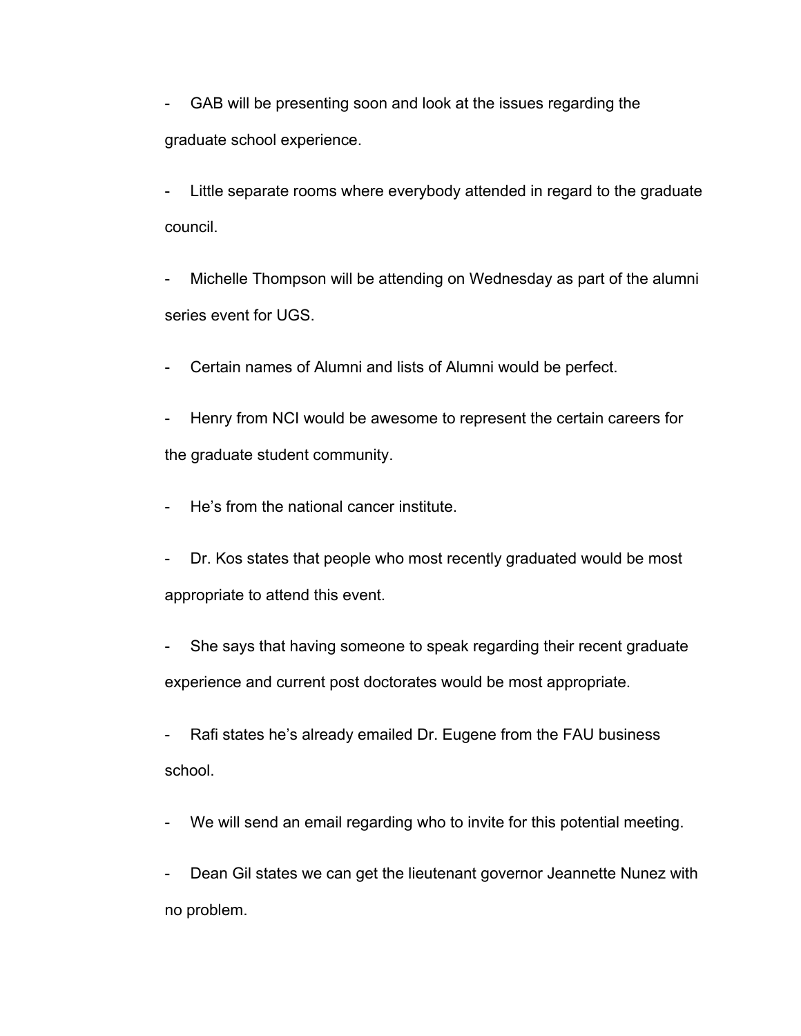- GAB will be presenting soon and look at the issues regarding the graduate school experience.

- Little separate rooms where everybody attended in regard to the graduate council.

- Michelle Thompson will be attending on Wednesday as part of the alumni series event for UGS.

- Certain names of Alumni and lists of Alumni would be perfect.

- Henry from NCI would be awesome to represent the certain careers for the graduate student community.

- He's from the national cancer institute.

- Dr. Kos states that people who most recently graduated would be most appropriate to attend this event.

- She says that having someone to speak regarding their recent graduate experience and current post doctorates would be most appropriate.

- Rafi states he's already emailed Dr. Eugene from the FAU business school.

- We will send an email regarding who to invite for this potential meeting.

- Dean Gil states we can get the lieutenant governor Jeannette Nunez with no problem.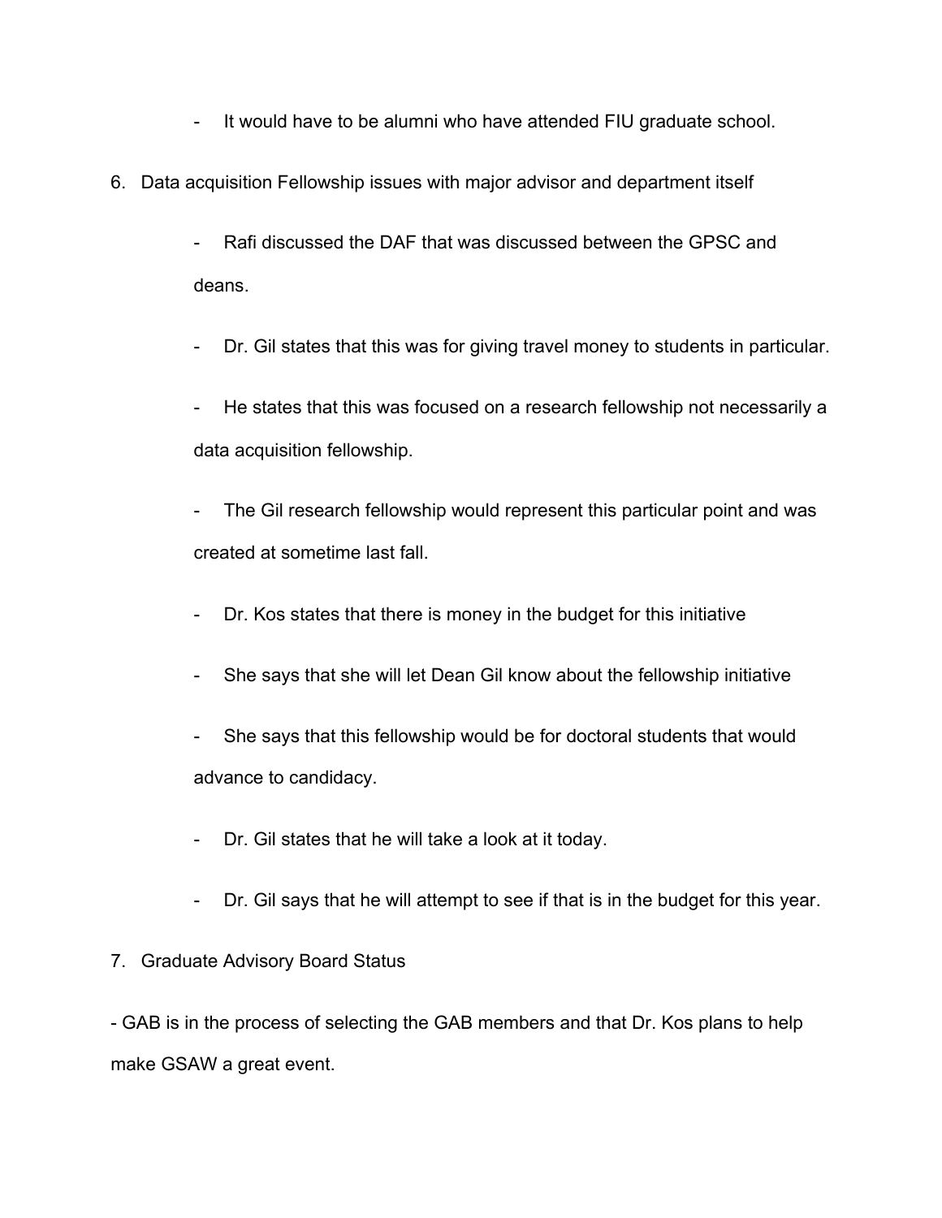- It would have to be alumni who have attended FIU graduate school.

6. Data acquisition Fellowship issues with major advisor and department itself

    - Rafi discussed the DAF that was discussed between the GPSC and deans.
    - Dr. Gil states that this was for giving travel money to students in particular.
    - He states that this was focused on a research fellowship not necessarily a data acquisition fellowship.
    - The Gil research fellowship would represent this particular point and was created at sometime last fall.
    - Dr. Kos states that there is money in the budget for this initiative
    - She says that she will let Dean Gil know about the fellowship initiative
    - She says that this fellowship would be for doctoral students that would advance to candidacy.
    - Dr. Gil states that he will take a look at it today.
    - Dr. Gil says that he will attempt to see if that is in the budget for this year.

7. Graduate Advisory Board Status

- GAB is in the process of selecting the GAB members and that Dr. Kos plans to help make GSAW a great event.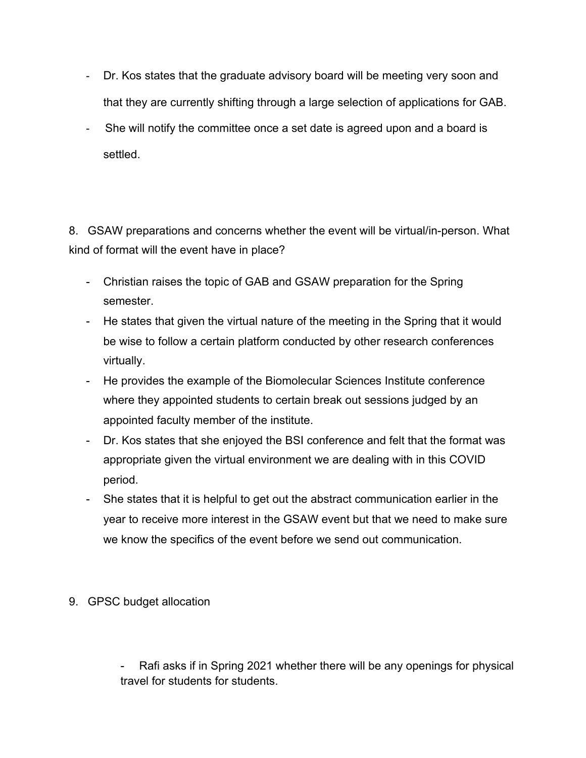- Dr. Kos states that the graduate advisory board will be meeting very soon and that they are currently shifting through a large selection of applications for GAB.
- She will notify the committee once a set date is agreed upon and a board is settled.

8. GSAW preparations and concerns whether the event will be virtual/in-person. What kind of format will the event have in place?

- Christian raises the topic of GAB and GSAW preparation for the Spring semester.
- He states that given the virtual nature of the meeting in the Spring that it would be wise to follow a certain platform conducted by other research conferences virtually.
- He provides the example of the Biomolecular Sciences Institute conference where they appointed students to certain break out sessions judged by an appointed faculty member of the institute.
- Dr. Kos states that she enjoyed the BSI conference and felt that the format was appropriate given the virtual environment we are dealing with in this COVID period.
- She states that it is helpful to get out the abstract communication earlier in the year to receive more interest in the GSAW event but that we need to make sure we know the specifics of the event before we send out communication.

9. GPSC budget allocation

- Rafi asks if in Spring 2021 whether there will be any openings for physical travel for students for students.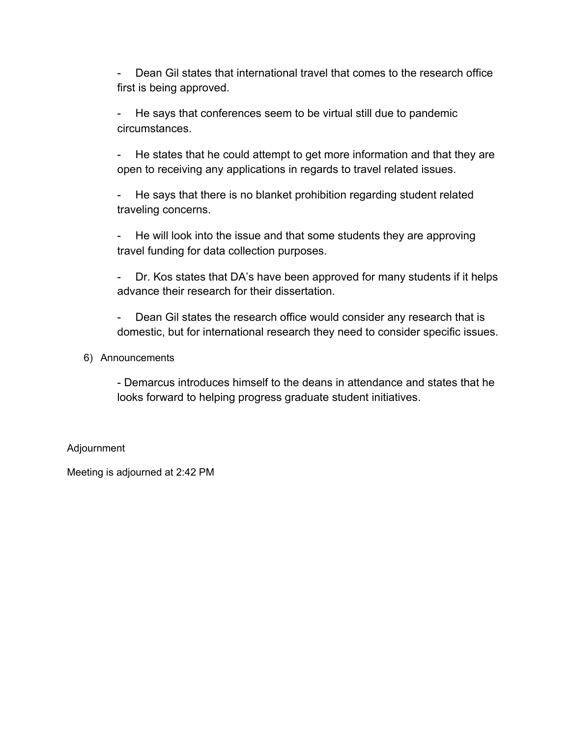- Dean Gil states that international travel that comes to the research office first is being approved.

- He says that conferences seem to be virtual still due to pandemic circumstances.

- He states that he could attempt to get more information and that they are open to receiving any applications in regards to travel related issues.

- He says that there is no blanket prohibition regarding student related traveling concerns.

- He will look into the issue and that some students they are approving travel funding for data collection purposes.

- Dr. Kos states that DA's have been approved for many students if it helps advance their research for their dissertation.

- Dean Gil states the research office would consider any research that is domestic, but for international research they need to consider specific issues.

6) Announcements

- Demarcus introduces himself to the deans in attendance and states that he looks forward to helping progress graduate student initiatives.

Adjournment

Meeting is adjourned at 2:42 PM